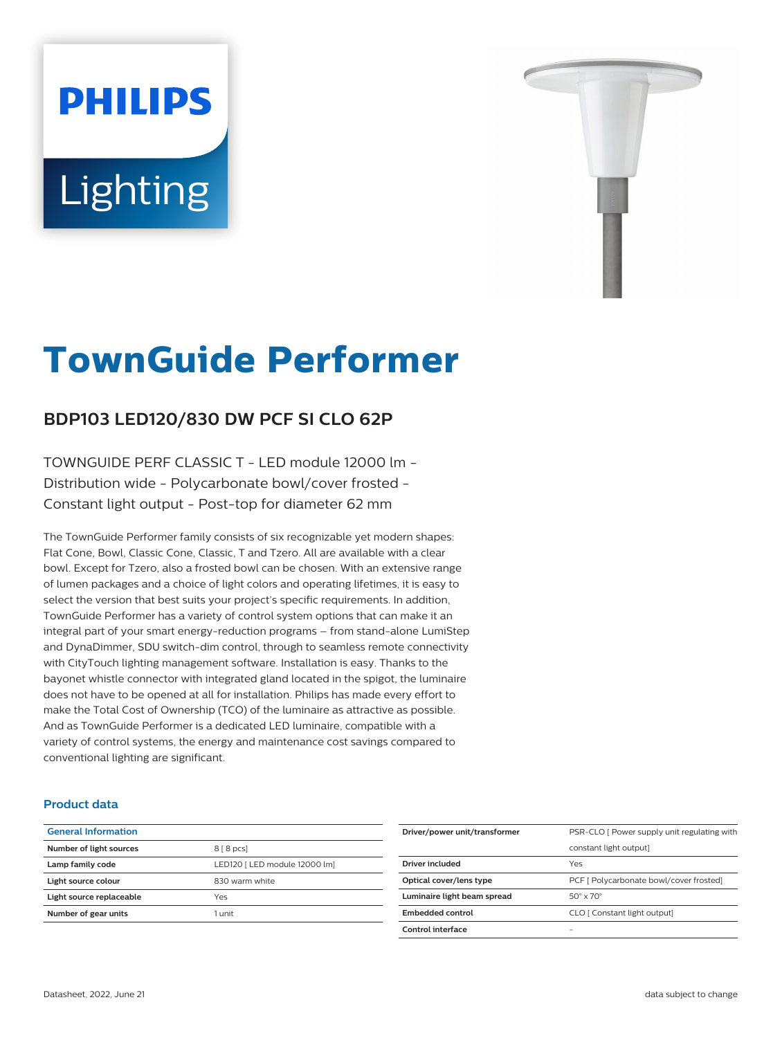PHILIPS

Lighting

# TownGuide Performer

## BDP103 LED120/830 DW PCF SI CLO 62P

TOWNGUIDE PERF CLASSIC T - LED module 12000 lm - Distribution wide - Polycarbonate bowl/cover frosted - Constant light output - Post-top for diameter 62 mm

The TownGuide Performer family consists of six recognizable yet modern shapes: Flat Cone, Bowl, Classic Cone, Classic, T and Tzero. All are available with a clear bowl. Except for Tzero, also a frosted bowl can be chosen. With an extensive range of lumen packages and a choice of light colors and operating lifetimes, it is easy to select the version that best suits your project's specific requirements. In addition, TownGuide Performer has a variety of control system options that can make it an integral part of your smart energy-reduction programs – from stand-alone LumiStep and DynaDimmer, SDU switch-dim control, through to seamless remote connectivity with CityTouch lighting management software. Installation is easy. Thanks to the bayonet whistle connector with integrated gland located in the spigot, the luminaire does not have to be opened at all for installation. Philips has made every effort to make the Total Cost of Ownership (TCO) of the luminaire as attractive as possible. And as TownGuide Performer is a dedicated LED luminaire, compatible with a variety of control systems, the energy and maintenance cost savings compared to conventional lighting are significant.

### Product data

| General Information | |
|---|---|
| Number of light sources | 8 [ 8 pcs] |
| Lamp family code | LED120 [ LED module 12000 lm] |
| Light source colour | 830 warm white |
| Light source replaceable | Yes |
| Number of gear units | 1 unit |

| | |
|---|---|
| Driver/power unit/transformer | PSR-CLO [ Power supply unit regulating with constant light output] |
| Driver included | Yes |
| Optical cover/lens type | PCF [ Polycarbonate bowl/cover frosted] |
| Luminaire light beam spread | 50° x 70° |
| Embedded control | CLO [ Constant light output] |
| Control interface | - |

Datasheet, 2022, June 21

data subject to change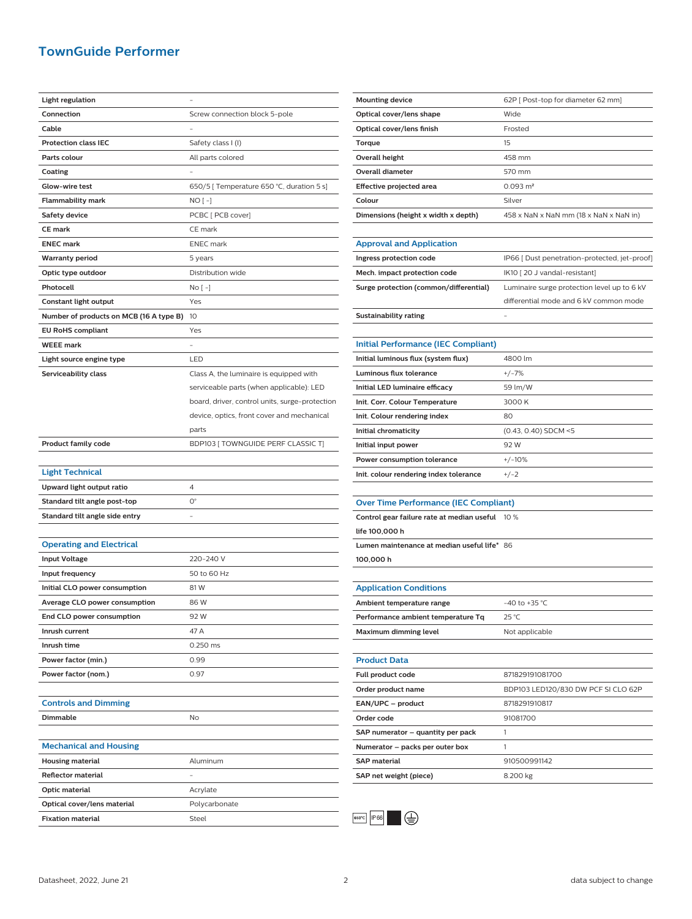# TownGuide Performer

| | |
|---|---|
| **Light regulation** | - |
| **Connection** | Screw connection block 5-pole |
| **Cable** | - |
| **Protection class IEC** | Safety class I (I) |
| **Parts colour** | All parts colored |
| **Coating** | - |
| **Glow-wire test** | 650/5 [ Temperature 650 °C, duration 5 s] |
| **Flammability mark** | NO [ -] |
| **Safety device** | PCBC [ PCB cover] |
| **CE mark** | CE mark |
| **ENEC mark** | ENEC mark |
| **Warranty period** | 5 years |
| **Optic type outdoor** | Distribution wide |
| **Photocell** | No [ -] |
| **Constant light output** | Yes |
| **Number of products on MCB (16 A type B)** | 10 |
| **EU RoHS compliant** | Yes |
| **WEEE mark** | - |
| **Light source engine type** | LED |
| **Serviceability class** | Class A, the luminaire is equipped with serviceable parts (when applicable): LED board, driver, control units, surge-protection device, optics, front cover and mechanical parts |
| **Product family code** | BDP103 [ TOWNGUIDE PERF CLASSIC T] |

## Light Technical

| | |
|---|---|
| **Upward light output ratio** | 4 |
| **Standard tilt angle post-top** | 0° |
| **Standard tilt angle side entry** | - |

## Operating and Electrical

| | |
|---|---|
| **Input Voltage** | 220-240 V |
| **Input frequency** | 50 to 60 Hz |
| **Initial CLO power consumption** | 81 W |
| **Average CLO power consumption** | 86 W |
| **End CLO power consumption** | 92 W |
| **Inrush current** | 47 A |
| **Inrush time** | 0.250 ms |
| **Power factor (min.)** | 0.99 |
| **Power factor (nom.)** | 0.97 |

## Controls and Dimming

| | |
|---|---|
| **Dimmable** | No |

## Mechanical and Housing

| | |
|---|---|
| **Housing material** | Aluminum |
| **Reflector material** | - |
| **Optic material** | Acrylate |
| **Optical cover/lens material** | Polycarbonate |
| **Fixation material** | Steel |
| **Mounting device** | 62P [ Post-top for diameter 62 mm] |
| **Optical cover/lens shape** | Wide |
| **Optical cover/lens finish** | Frosted |
| **Torque** | 15 |
| **Overall height** | 458 mm |
| **Overall diameter** | 570 mm |
| **Effective projected area** | 0.093 m² |
| **Colour** | Silver |
| **Dimensions (height x width x depth)** | 458 x NaN x NaN mm (18 x NaN x NaN in) |

## Approval and Application

| | |
|---|---|
| **Ingress protection code** | IP66 [ Dust penetration-protected, jet-proof] |
| **Mech. impact protection code** | IK10 [ 20 J vandal-resistant] |
| **Surge protection (common/differential)** | Luminaire surge protection level up to 6 kV differential mode and 6 kV common mode |
| **Sustainability rating** | - |

## Initial Performance (IEC Compliant)

| | |
|---|---|
| **Initial luminous flux (system flux)** | 4800 lm |
| **Luminous flux tolerance** | +/-7% |
| **Initial LED luminaire efficacy** | 59 lm/W |
| **Init. Corr. Colour Temperature** | 3000 K |
| **Init. Colour rendering index** | 80 |
| **Initial chromaticity** | (0.43, 0.40) SDCM <5 |
| **Initial input power** | 92 W |
| **Power consumption tolerance** | +/-10% |
| **Init. colour rendering index tolerance** | +/-2 |

## Over Time Performance (IEC Compliant)

| | |
|---|---|
| **Control gear failure rate at median useful life 100,000 h** | 10 % |
| **Lumen maintenance at median useful life* 100,000 h** | 86 |

## Application Conditions

| | |
|---|---|
| **Ambient temperature range** | -40 to +35 °C |
| **Performance ambient temperature Tq** | 25 °C |
| **Maximum dimming level** | Not applicable |

## Product Data

| | |
|---|---|
| **Full product code** | 871829191081700 |
| **Order product name** | BDP103 LED120/830 DW PCF SI CLO 62P |
| **EAN/UPC – product** | 8718291910817 |
| **Order code** | 91081700 |
| **SAP numerator – quantity per pack** | 1 |
| **Numerator – packs per outer box** | 1 |
| **SAP material** | 910500991142 |
| **SAP net weight (piece)** | 8.200 kg |

650°C IP66

Datasheet, 2022, June 21 — data subject to change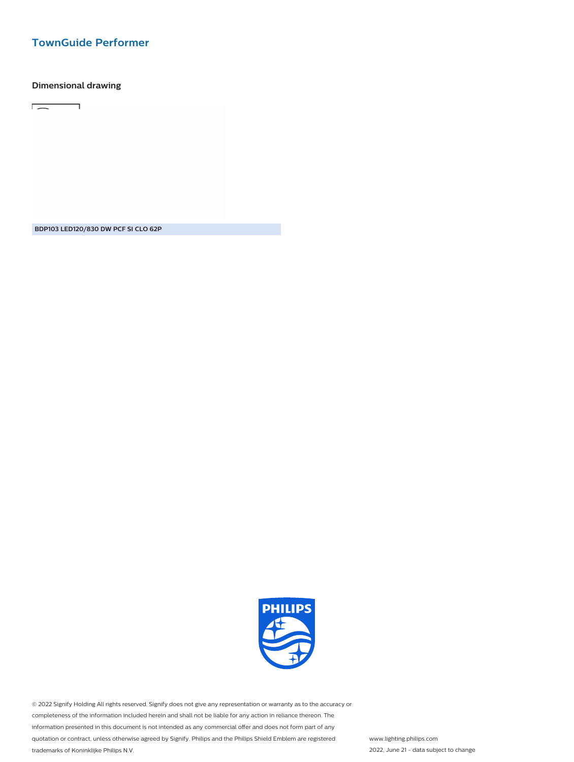# TownGuide Performer

## Dimensional drawing

**BDP103 LED120/830 DW PCF SI CLO 62P**

© 2022 Signify Holding All rights reserved. Signify does not give any representation or warranty as to the accuracy or completeness of the information included herein and shall not be liable for any action in reliance thereon. The information presented in this document is not intended as any commercial offer and does not form part of any quotation or contract, unless otherwise agreed by Signify. Philips and the Philips Shield Emblem are registered trademarks of Koninklijke Philips N.V.

www.lighting.philips.com

2022, June 21 - data subject to change